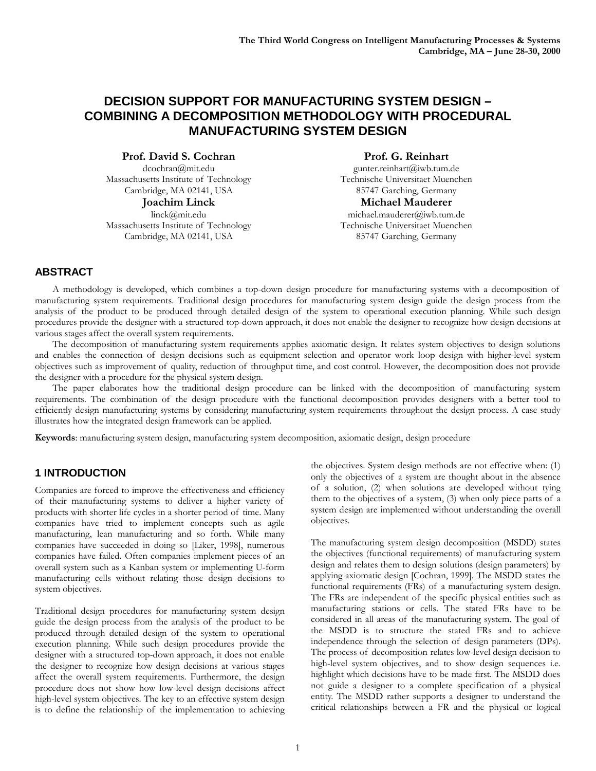# DECISION SUPPORT FOR MANUFACTURING SYSTEM DESIGN – COMBINING A DECOMPOSITION METHODOLOGY WITH PROCEDURAL MANUFACTURING SYSTEM DESIGN

**Prof. David S. Cochran**
dcochran@mit.edu
Massachusetts Institute of Technology
Cambridge, MA 02141, USA

**Joachim Linck**
linck@mit.edu
Massachusetts Institute of Technology
Cambridge, MA 02141, USA

**Prof. G. Reinhart**
gunter.reinhart@iwb.tum.de
Technische Universitaet Muenchen
85747 Garching, Germany

**Michael Mauderer**
michael.mauderer@iwb.tum.de
Technische Universitaet Muenchen
85747 Garching, Germany

## ABSTRACT

A methodology is developed, which combines a top-down design procedure for manufacturing systems with a decomposition of manufacturing system requirements. Traditional design procedures for manufacturing system design guide the design process from the analysis of the product to be produced through detailed design of the system to operational execution planning. While such design procedures provide the designer with a structured top-down approach, it does not enable the designer to recognize how design decisions at various stages affect the overall system requirements.

The decomposition of manufacturing system requirements applies axiomatic design. It relates system objectives to design solutions and enables the connection of design decisions such as equipment selection and operator work loop design with higher-level system objectives such as improvement of quality, reduction of throughput time, and cost control. However, the decomposition does not provide the designer with a procedure for the physical system design.

The paper elaborates how the traditional design procedure can be linked with the decomposition of manufacturing system requirements. The combination of the design procedure with the functional decomposition provides designers with a better tool to efficiently design manufacturing systems by considering manufacturing system requirements throughout the design process. A case study illustrates how the integrated design framework can be applied.

**Keywords**: manufacturing system design, manufacturing system decomposition, axiomatic design, design procedure

## 1 INTRODUCTION

Companies are forced to improve the effectiveness and efficiency of their manufacturing systems to deliver a higher variety of products with shorter life cycles in a shorter period of time. Many companies have tried to implement concepts such as agile manufacturing, lean manufacturing and so forth. While many companies have succeeded in doing so [Liker, 1998], numerous companies have failed. Often companies implement pieces of an overall system such as a Kanban system or implementing U-form manufacturing cells without relating those design decisions to system objectives.

Traditional design procedures for manufacturing system design guide the design process from the analysis of the product to be produced through detailed design of the system to operational execution planning. While such design procedures provide the designer with a structured top-down approach, it does not enable the designer to recognize how design decisions at various stages affect the overall system requirements. Furthermore, the design procedure does not show how low-level design decisions affect high-level system objectives. The key to an effective system design is to define the relationship of the implementation to achieving the objectives. System design methods are not effective when: (1) only the objectives of a system are thought about in the absence of a solution, (2) when solutions are developed without tying them to the objectives of a system, (3) when only piece parts of a system design are implemented without understanding the overall objectives.

The manufacturing system design decomposition (MSDD) states the objectives (functional requirements) of manufacturing system design and relates them to design solutions (design parameters) by applying axiomatic design [Cochran, 1999]. The MSDD states the functional requirements (FRs) of a manufacturing system design. The FRs are independent of the specific physical entities such as manufacturing stations or cells. The stated FRs have to be considered in all areas of the manufacturing system. The goal of the MSDD is to structure the stated FRs and to achieve independence through the selection of design parameters (DPs). The process of decomposition relates low-level design decision to high-level system objectives, and to show design sequences i.e. highlight which decisions have to be made first. The MSDD does not guide a designer to a complete specification of a physical entity. The MSDD rather supports a designer to understand the critical relationships between a FR and the physical or logical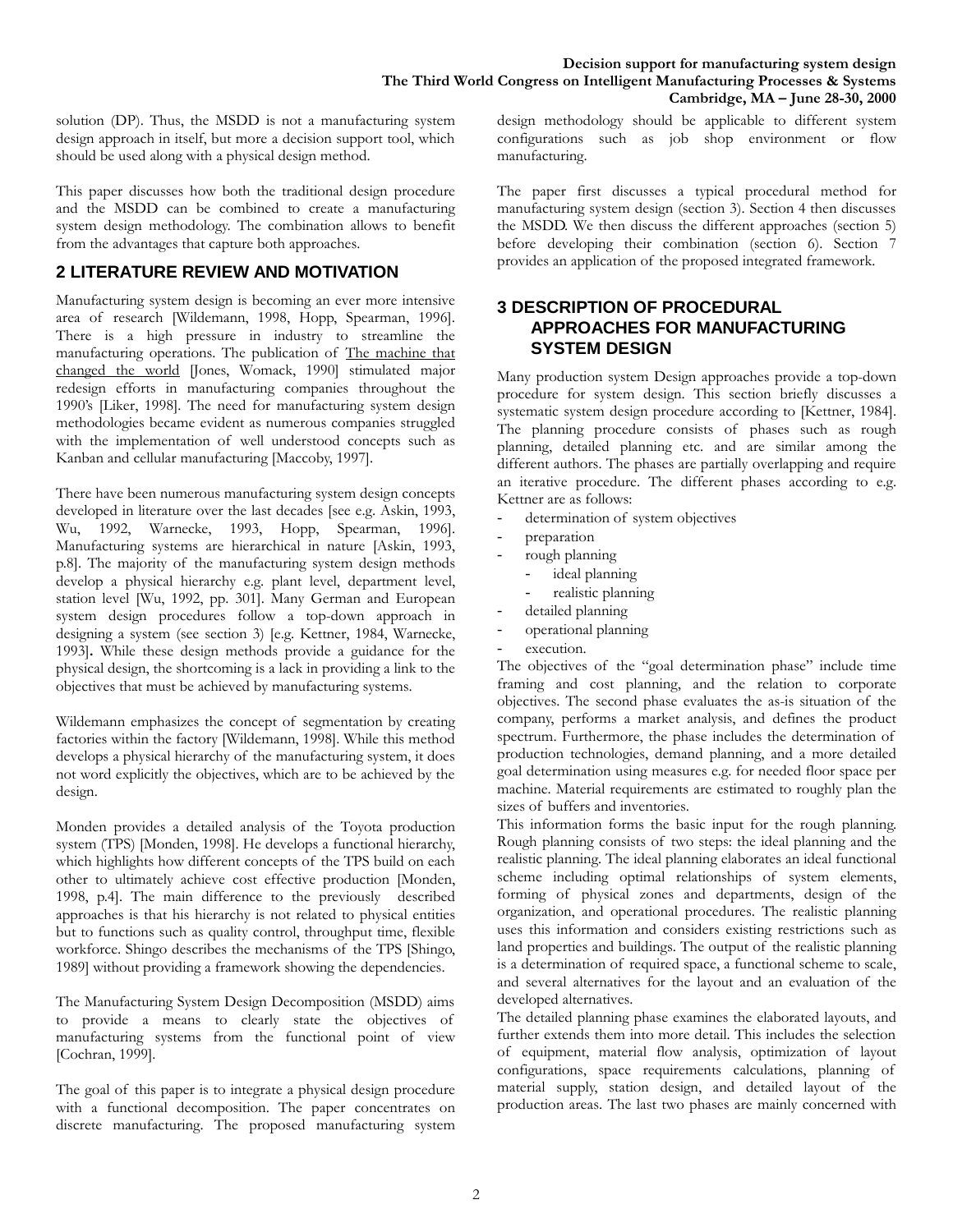solution (DP). Thus, the MSDD is not a manufacturing system design approach in itself, but more a decision support tool, which should be used along with a physical design method.

This paper discusses how both the traditional design procedure and the MSDD can be combined to create a manufacturing system design methodology. The combination allows to benefit from the advantages that capture both approaches.

## 2 LITERATURE REVIEW AND MOTIVATION

Manufacturing system design is becoming an ever more intensive area of research [Wildemann, 1998, Hopp, Spearman, 1996]. There is a high pressure in industry to streamline the manufacturing operations. The publication of The machine that changed the world [Jones, Womack, 1990] stimulated major redesign efforts in manufacturing companies throughout the 1990's [Liker, 1998]. The need for manufacturing system design methodologies became evident as numerous companies struggled with the implementation of well understood concepts such as Kanban and cellular manufacturing [Maccoby, 1997].

There have been numerous manufacturing system design concepts developed in literature over the last decades [see e.g. Askin, 1993, Wu, 1992, Warnecke, 1993, Hopp, Spearman, 1996]. Manufacturing systems are hierarchical in nature [Askin, 1993, p.8]. The majority of the manufacturing system design methods develop a physical hierarchy e.g. plant level, department level, station level [Wu, 1992, pp. 301]. Many German and European system design procedures follow a top-down approach in designing a system (see section 3) [e.g. Kettner, 1984, Warnecke, 1993]**.** While these design methods provide a guidance for the physical design, the shortcoming is a lack in providing a link to the objectives that must be achieved by manufacturing systems.

Wildemann emphasizes the concept of segmentation by creating factories within the factory [Wildemann, 1998]. While this method develops a physical hierarchy of the manufacturing system, it does not word explicitly the objectives, which are to be achieved by the design.

Monden provides a detailed analysis of the Toyota production system (TPS) [Monden, 1998]. He develops a functional hierarchy, which highlights how different concepts of the TPS build on each other to ultimately achieve cost effective production [Monden, 1998, p.4]. The main difference to the previously described approaches is that his hierarchy is not related to physical entities but to functions such as quality control, throughput time, flexible workforce. Shingo describes the mechanisms of the TPS [Shingo, 1989] without providing a framework showing the dependencies.

The Manufacturing System Design Decomposition (MSDD) aims to provide a means to clearly state the objectives of manufacturing systems from the functional point of view [Cochran, 1999].

The goal of this paper is to integrate a physical design procedure with a functional decomposition. The paper concentrates on discrete manufacturing. The proposed manufacturing system design methodology should be applicable to different system configurations such as job shop environment or flow manufacturing.

The paper first discusses a typical procedural method for manufacturing system design (section 3). Section 4 then discusses the MSDD. We then discuss the different approaches (section 5) before developing their combination (section 6). Section 7 provides an application of the proposed integrated framework.

## 3 DESCRIPTION OF PROCEDURAL APPROACHES FOR MANUFACTURING SYSTEM DESIGN

Many production system Design approaches provide a top-down procedure for system design. This section briefly discusses a systematic system design procedure according to [Kettner, 1984]. The planning procedure consists of phases such as rough planning, detailed planning etc. and are similar among the different authors. The phases are partially overlapping and require an iterative procedure. The different phases according to e.g. Kettner are as follows:

- determination of system objectives
- preparation
- rough planning
  - ideal planning
  - realistic planning
- detailed planning
- operational planning
- execution.

The objectives of the "goal determination phase" include time framing and cost planning, and the relation to corporate objectives. The second phase evaluates the as-is situation of the company, performs a market analysis, and defines the product spectrum. Furthermore, the phase includes the determination of production technologies, demand planning, and a more detailed goal determination using measures e.g. for needed floor space per machine. Material requirements are estimated to roughly plan the sizes of buffers and inventories.

This information forms the basic input for the rough planning. Rough planning consists of two steps: the ideal planning and the realistic planning. The ideal planning elaborates an ideal functional scheme including optimal relationships of system elements, forming of physical zones and departments, design of the organization, and operational procedures. The realistic planning uses this information and considers existing restrictions such as land properties and buildings. The output of the realistic planning is a determination of required space, a functional scheme to scale, and several alternatives for the layout and an evaluation of the developed alternatives.

The detailed planning phase examines the elaborated layouts, and further extends them into more detail. This includes the selection of equipment, material flow analysis, optimization of layout configurations, space requirements calculations, planning of material supply, station design, and detailed layout of the production areas. The last two phases are mainly concerned with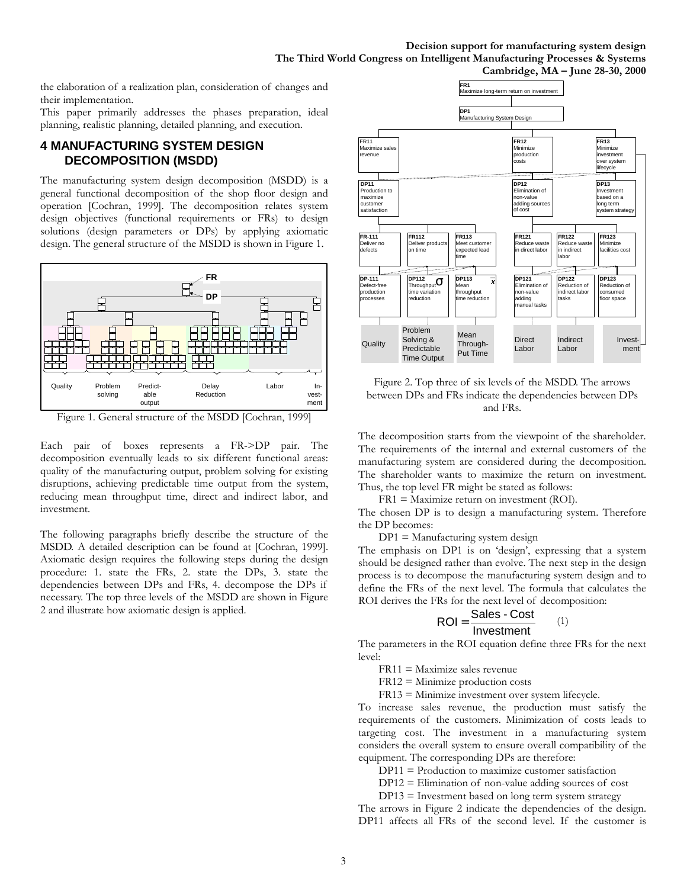the elaboration of a realization plan, consideration of changes and their implementation.

This paper primarily addresses the phases preparation, ideal planning, realistic planning, detailed planning, and execution.

## 4 MANUFACTURING SYSTEM DESIGN DECOMPOSITION (MSDD)

The manufacturing system design decomposition (MSDD) is a general functional decomposition of the shop floor design and operation [Cochran, 1999]. The decomposition relates system design objectives (functional requirements or FRs) to design solutions (design parameters or DPs) by applying axiomatic design. The general structure of the MSDD is shown in Figure 1.

Figure 1. General structure of the MSDD [Cochran, 1999]

Each pair of boxes represents a FR->DP pair. The decomposition eventually leads to six different functional areas: quality of the manufacturing output, problem solving for existing disruptions, achieving predictable time output from the system, reducing mean throughput time, direct and indirect labor, and investment.

The following paragraphs briefly describe the structure of the MSDD. A detailed description can be found at [Cochran, 1999]. Axiomatic design requires the following steps during the design procedure: 1. state the FRs, 2. state the DPs, 3. state the dependencies between DPs and FRs, 4. decompose the DPs if necessary. The top three levels of the MSDD are shown in Figure 2 and illustrate how axiomatic design is applied.

Figure 2. Top three of six levels of the MSDD. The arrows between DPs and FRs indicate the dependencies between DPs and FRs.

The decomposition starts from the viewpoint of the shareholder. The requirements of the internal and external customers of the manufacturing system are considered during the decomposition. The shareholder wants to maximize the return on investment. Thus, the top level FR might be stated as follows:

FR1 = Maximize return on investment (ROI).

The chosen DP is to design a manufacturing system. Therefore the DP becomes:

DP1 = Manufacturing system design

The emphasis on DP1 is on 'design', expressing that a system should be designed rather than evolve. The next step in the design process is to decompose the manufacturing system design and to define the FRs of the next level. The formula that calculates the ROI derives the FRs for the next level of decomposition:

$$\text{ROI} = \frac{\text{Sales - Cost}}{\text{Investment}} \quad (1)$$

The parameters in the ROI equation define three FRs for the next level:

FR11 = Maximize sales revenue

FR12 = Minimize production costs

FR13 = Minimize investment over system lifecycle.

To increase sales revenue, the production must satisfy the requirements of the customers. Minimization of costs leads to targeting cost. The investment in a manufacturing system considers the overall system to ensure overall compatibility of the equipment. The corresponding DPs are therefore:

DP11 = Production to maximize customer satisfaction

DP12 = Elimination of non-value adding sources of cost

DP13 = Investment based on long term system strategy

The arrows in Figure 2 indicate the dependencies of the design. DP11 affects all FRs of the second level. If the customer is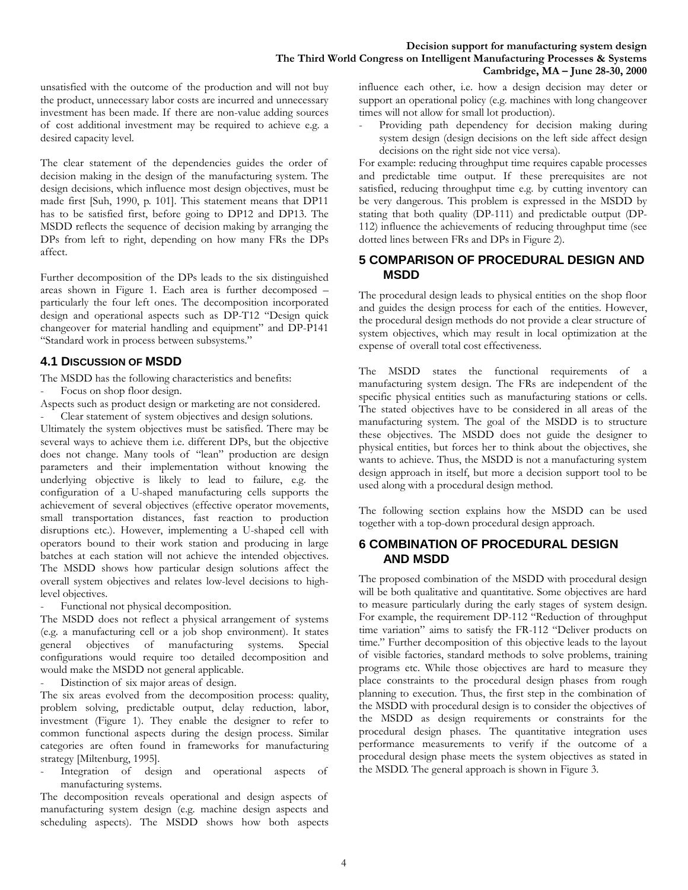unsatisfied with the outcome of the production and will not buy the product, unnecessary labor costs are incurred and unnecessary investment has been made. If there are non-value adding sources of cost additional investment may be required to achieve e.g. a desired capacity level.

The clear statement of the dependencies guides the order of decision making in the design of the manufacturing system. The design decisions, which influence most design objectives, must be made first [Suh, 1990, p. 101]. This statement means that DP11 has to be satisfied first, before going to DP12 and DP13. The MSDD reflects the sequence of decision making by arranging the DPs from left to right, depending on how many FRs the DPs affect.

Further decomposition of the DPs leads to the six distinguished areas shown in Figure 1. Each area is further decomposed – particularly the four left ones. The decomposition incorporated design and operational aspects such as DP-T12 "Design quick changeover for material handling and equipment" and DP-P141 "Standard work in process between subsystems."

### 4.1 Discussion of MSDD

The MSDD has the following characteristics and benefits:

- Focus on shop floor design.

Aspects such as product design or marketing are not considered.

- Clear statement of system objectives and design solutions.

Ultimately the system objectives must be satisfied. There may be several ways to achieve them i.e. different DPs, but the objective does not change. Many tools of "lean" production are design parameters and their implementation without knowing the underlying objective is likely to lead to failure, e.g. the configuration of a U-shaped manufacturing cells supports the achievement of several objectives (effective operator movements, small transportation distances, fast reaction to production disruptions etc.). However, implementing a U-shaped cell with operators bound to their work station and producing in large batches at each station will not achieve the intended objectives. The MSDD shows how particular design solutions affect the overall system objectives and relates low-level decisions to high-level objectives.

- Functional not physical decomposition.

The MSDD does not reflect a physical arrangement of systems (e.g. a manufacturing cell or a job shop environment). It states general objectives of manufacturing systems. Special configurations would require too detailed decomposition and would make the MSDD not general applicable.

- Distinction of six major areas of design.

The six areas evolved from the decomposition process: quality, problem solving, predictable output, delay reduction, labor, investment (Figure 1). They enable the designer to refer to common functional aspects during the design process. Similar categories are often found in frameworks for manufacturing strategy [Miltenburg, 1995].

- Integration of design and operational aspects of manufacturing systems.

The decomposition reveals operational and design aspects of manufacturing system design (e.g. machine design aspects and scheduling aspects). The MSDD shows how both aspects influence each other, i.e. how a design decision may deter or support an operational policy (e.g. machines with long changeover times will not allow for small lot production).

- Providing path dependency for decision making during system design (design decisions on the left side affect design decisions on the right side not vice versa).

For example: reducing throughput time requires capable processes and predictable time output. If these prerequisites are not satisfied, reducing throughput time e.g. by cutting inventory can be very dangerous. This problem is expressed in the MSDD by stating that both quality (DP-111) and predictable output (DP-112) influence the achievements of reducing throughput time (see dotted lines between FRs and DPs in Figure 2).

## 5 COMPARISON OF PROCEDURAL DESIGN AND MSDD

The procedural design leads to physical entities on the shop floor and guides the design process for each of the entities. However, the procedural design methods do not provide a clear structure of system objectives, which may result in local optimization at the expense of overall total cost effectiveness.

The MSDD states the functional requirements of a manufacturing system design. The FRs are independent of the specific physical entities such as manufacturing stations or cells. The stated objectives have to be considered in all areas of the manufacturing system. The goal of the MSDD is to structure these objectives. The MSDD does not guide the designer to physical entities, but forces her to think about the objectives, she wants to achieve. Thus, the MSDD is not a manufacturing system design approach in itself, but more a decision support tool to be used along with a procedural design method.

The following section explains how the MSDD can be used together with a top-down procedural design approach.

## 6 COMBINATION OF PROCEDURAL DESIGN AND MSDD

The proposed combination of the MSDD with procedural design will be both qualitative and quantitative. Some objectives are hard to measure particularly during the early stages of system design. For example, the requirement DP-112 "Reduction of throughput time variation" aims to satisfy the FR-112 "Deliver products on time." Further decomposition of this objective leads to the layout of visible factories, standard methods to solve problems, training programs etc. While those objectives are hard to measure they place constraints to the procedural design phases from rough planning to execution. Thus, the first step in the combination of the MSDD with procedural design is to consider the objectives of the MSDD as design requirements or constraints for the procedural design phases. The quantitative integration uses performance measurements to verify if the outcome of a procedural design phase meets the system objectives as stated in the MSDD. The general approach is shown in Figure 3.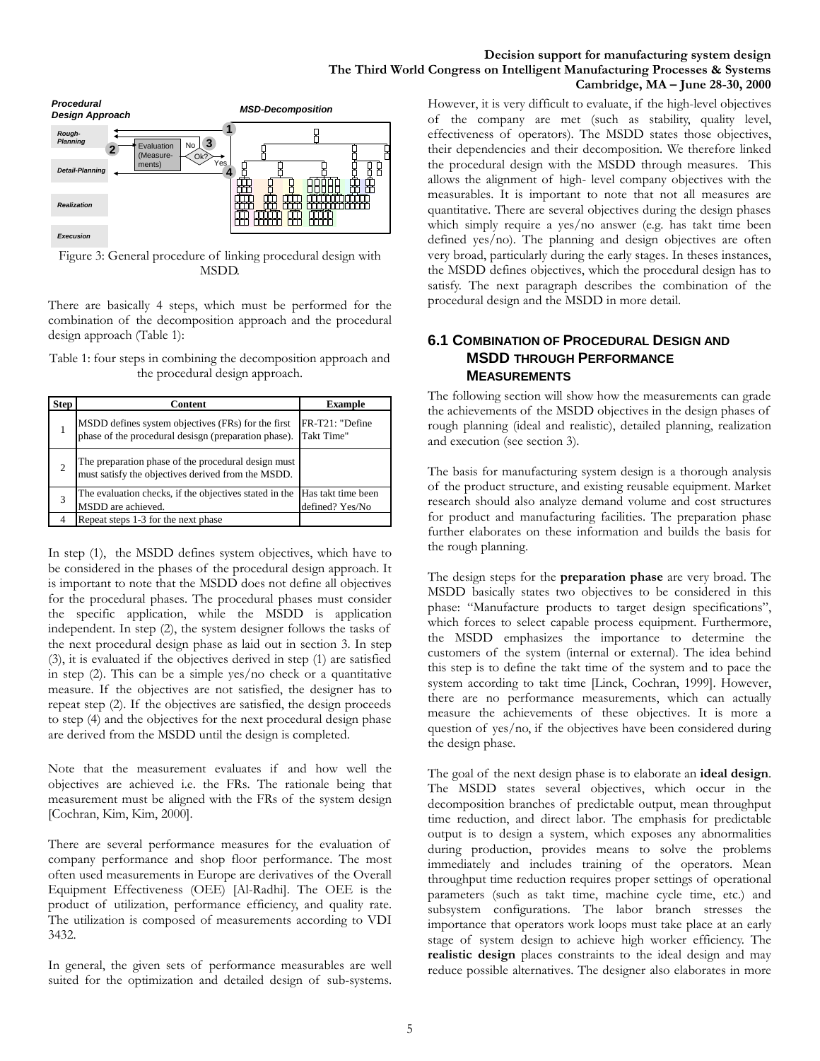Figure 3: General procedure of linking procedural design with MSDD.

There are basically 4 steps, which must be performed for the combination of the decomposition approach and the procedural design approach (Table 1):

Table 1: four steps in combining the decomposition approach and the procedural design approach.

| Step | Content | Example |
|---|---|---|
| 1 | MSDD defines system objectives (FRs) for the first phase of the procedural desisgn (preparation phase). | FR-T21: "Define Takt Time" |
| 2 | The preparation phase of the procedural design must must satisfy the objectives derived from the MSDD. | |
| 3 | The evaluation checks, if the objectives stated in the MSDD are achieved. | Has takt time been defined? Yes/No |
| 4 | Repeat steps 1-3 for the next phase | |

In step (1), the MSDD defines system objectives, which have to be considered in the phases of the procedural design approach. It is important to note that the MSDD does not define all objectives for the procedural phases. The procedural phases must consider the specific application, while the MSDD is application independent. In step (2), the system designer follows the tasks of the next procedural design phase as laid out in section 3. In step (3), it is evaluated if the objectives derived in step (1) are satisfied in step (2). This can be a simple yes/no check or a quantitative measure. If the objectives are not satisfied, the designer has to repeat step (2). If the objectives are satisfied, the design proceeds to step (4) and the objectives for the next procedural design phase are derived from the MSDD until the design is completed.

Note that the measurement evaluates if and how well the objectives are achieved i.e. the FRs. The rationale being that measurement must be aligned with the FRs of the system design [Cochran, Kim, Kim, 2000].

There are several performance measures for the evaluation of company performance and shop floor performance. The most often used measurements in Europe are derivatives of the Overall Equipment Effectiveness (OEE) [Al-Radhi]. The OEE is the product of utilization, performance efficiency, and quality rate. The utilization is composed of measurements according to VDI 3432.

In general, the given sets of performance measurables are well suited for the optimization and detailed design of sub-systems. However, it is very difficult to evaluate, if the high-level objectives of the company are met (such as stability, quality level, effectiveness of operators). The MSDD states those objectives, their dependencies and their decomposition. We therefore linked the procedural design with the MSDD through measures. This allows the alignment of high- level company objectives with the measurables. It is important to note that not all measures are quantitative. There are several objectives during the design phases which simply require a yes/no answer (e.g. has takt time been defined yes/no). The planning and design objectives are often very broad, particularly during the early stages. In theses instances, the MSDD defines objectives, which the procedural design has to satisfy. The next paragraph describes the combination of the procedural design and the MSDD in more detail.

## 6.1 Combination of Procedural Design and MSDD through Performance Measurements

The following section will show how the measurements can grade the achievements of the MSDD objectives in the design phases of rough planning (ideal and realistic), detailed planning, realization and execution (see section 3).

The basis for manufacturing system design is a thorough analysis of the product structure, and existing reusable equipment. Market research should also analyze demand volume and cost structures for product and manufacturing facilities. The preparation phase further elaborates on these information and builds the basis for the rough planning.

The design steps for the **preparation phase** are very broad. The MSDD basically states two objectives to be considered in this phase: "Manufacture products to target design specifications", which forces to select capable process equipment. Furthermore, the MSDD emphasizes the importance to determine the customers of the system (internal or external). The idea behind this step is to define the takt time of the system and to pace the system according to takt time [Linck, Cochran, 1999]. However, there are no performance measurements, which can actually measure the achievements of these objectives. It is more a question of yes/no, if the objectives have been considered during the design phase.

The goal of the next design phase is to elaborate an **ideal design**. The MSDD states several objectives, which occur in the decomposition branches of predictable output, mean throughput time reduction, and direct labor. The emphasis for predictable output is to design a system, which exposes any abnormalities during production, provides means to solve the problems immediately and includes training of the operators. Mean throughput time reduction requires proper settings of operational parameters (such as takt time, machine cycle time, etc.) and subsystem configurations. The labor branch stresses the importance that operators work loops must take place at an early stage of system design to achieve high worker efficiency. The **realistic design** places constraints to the ideal design and may reduce possible alternatives. The designer also elaborates in more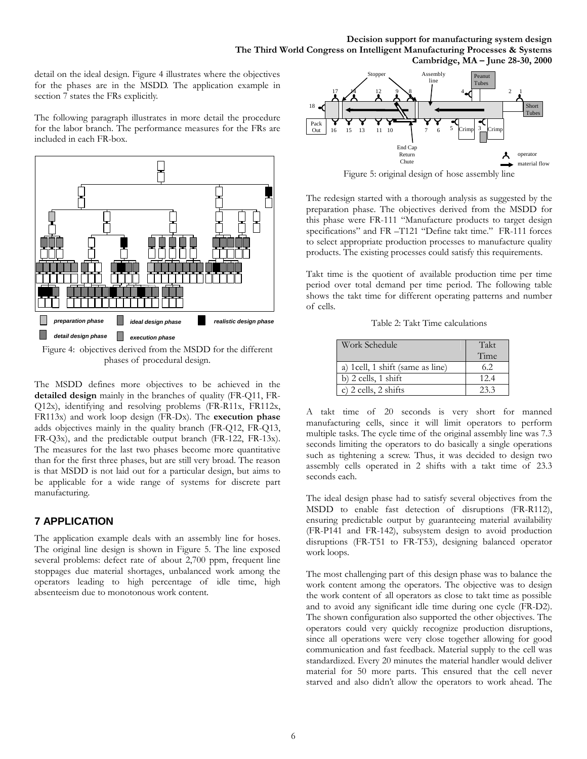detail on the ideal design. Figure 4 illustrates where the objectives for the phases are in the MSDD. The application example in section 7 states the FRs explicitly.

The following paragraph illustrates in more detail the procedure for the labor branch. The performance measures for the FRs are included in each FR-box.

Figure 4: objectives derived from the MSDD for the different phases of procedural design.

The MSDD defines more objectives to be achieved in the **detailed design** mainly in the branches of quality (FR-Q11, FR-Q12x), identifying and resolving problems (FR-R11x, FR112x, FR113x) and work loop design (FR-Dx). The **execution phase** adds objectives mainly in the quality branch (FR-Q12, FR-Q13, FR-Q3x), and the predictable output branch (FR-122, FR-13x). The measures for the last two phases become more quantitative than for the first three phases, but are still very broad. The reason is that MSDD is not laid out for a particular design, but aims to be applicable for a wide range of systems for discrete part manufacturing.

## 7 APPLICATION

The application example deals with an assembly line for hoses. The original line design is shown in Figure 5. The line exposed several problems: defect rate of about 2,700 ppm, frequent line stoppages due material shortages, unbalanced work among the operators leading to high percentage of idle time, high absenteeism due to monotonous work content.

Figure 5: original design of hose assembly line

The redesign started with a thorough analysis as suggested by the preparation phase. The objectives derived from the MSDD for this phase were FR-111 "Manufacture products to target design specifications" and FR –T121 "Define takt time." FR-111 forces to select appropriate production processes to manufacture quality products. The existing processes could satisfy this requirements.

Takt time is the quotient of available production time per time period over total demand per time period. The following table shows the takt time for different operating patterns and number of cells.

Table 2: Takt Time calculations

| Work Schedule | Takt Time |
|---|---|
| a) 1cell, 1 shift (same as line) | 6.2 |
| b) 2 cells, 1 shift | 12.4 |
| c) 2 cells, 2 shifts | 23.3 |

A takt time of 20 seconds is very short for manned manufacturing cells, since it will limit operators to perform multiple tasks. The cycle time of the original assembly line was 7.3 seconds limiting the operators to do basically a single operations such as tightening a screw. Thus, it was decided to design two assembly cells operated in 2 shifts with a takt time of 23.3 seconds each.

The ideal design phase had to satisfy several objectives from the MSDD to enable fast detection of disruptions (FR-R112), ensuring predictable output by guaranteeing material availability (FR-P141 and FR-142), subsystem design to avoid production disruptions (FR-T51 to FR-T53), designing balanced operator work loops.

The most challenging part of this design phase was to balance the work content among the operators. The objective was to design the work content of all operators as close to takt time as possible and to avoid any significant idle time during one cycle (FR-D2). The shown configuration also supported the other objectives. The operators could very quickly recognize production disruptions, since all operations were very close together allowing for good communication and fast feedback. Material supply to the cell was standardized. Every 20 minutes the material handler would deliver material for 50 more parts. This ensured that the cell never starved and also didn't allow the operators to work ahead. The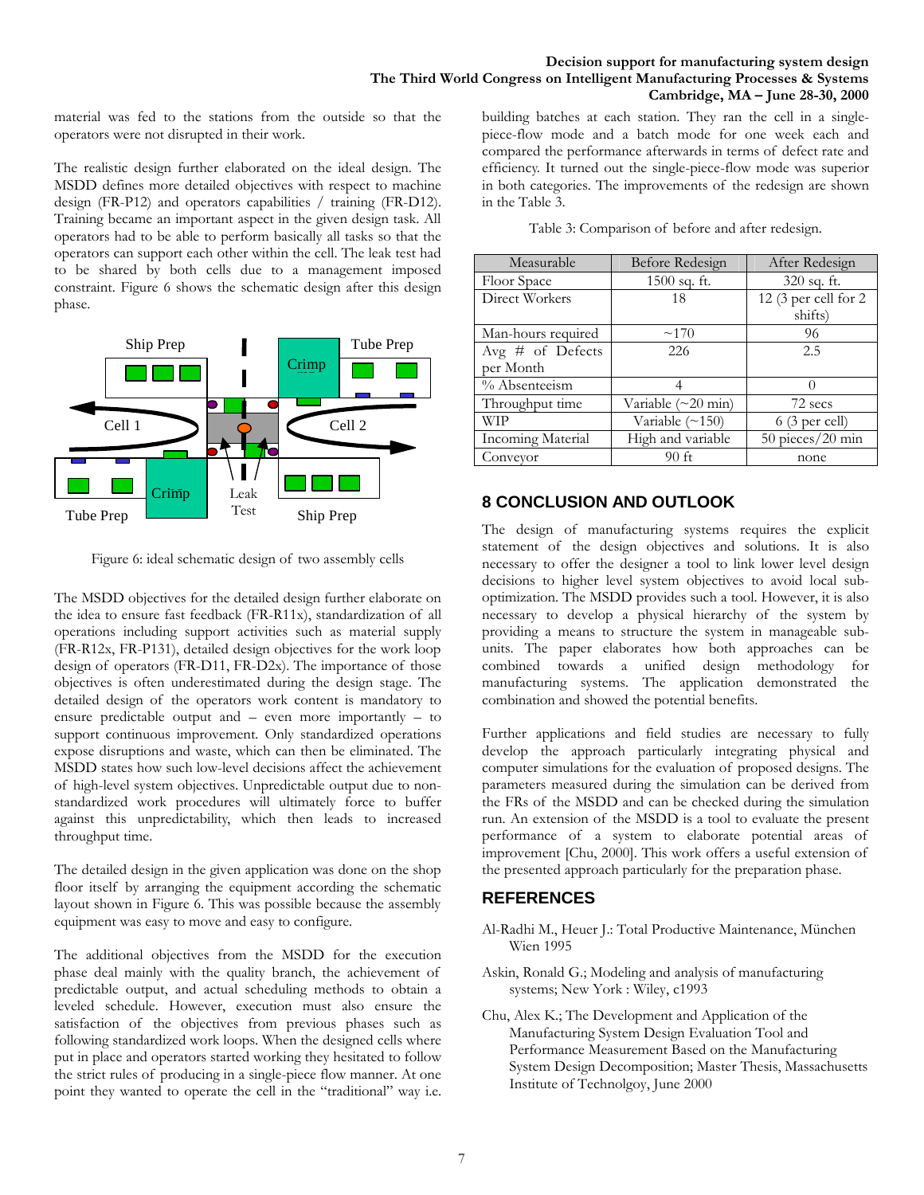material was fed to the stations from the outside so that the operators were not disrupted in their work.

The realistic design further elaborated on the ideal design. The MSDD defines more detailed objectives with respect to machine design (FR-P12) and operators capabilities / training (FR-D12). Training became an important aspect in the given design task. All operators had to be able to perform basically all tasks so that the operators can support each other within the cell. The leak test had to be shared by both cells due to a management imposed constraint. Figure 6 shows the schematic design after this design phase.

Figure 6: ideal schematic design of two assembly cells

The MSDD objectives for the detailed design further elaborate on the idea to ensure fast feedback (FR-R11x), standardization of all operations including support activities such as material supply (FR-R12x, FR-P131), detailed design objectives for the work loop design of operators (FR-D11, FR-D2x). The importance of those objectives is often underestimated during the design stage. The detailed design of the operators work content is mandatory to ensure predictable output and – even more importantly – to support continuous improvement. Only standardized operations expose disruptions and waste, which can then be eliminated. The MSDD states how such low-level decisions affect the achievement of high-level system objectives. Unpredictable output due to non-standardized work procedures will ultimately force to buffer against this unpredictability, which then leads to increased throughput time.

The detailed design in the given application was done on the shop floor itself by arranging the equipment according the schematic layout shown in Figure 6. This was possible because the assembly equipment was easy to move and easy to configure.

The additional objectives from the MSDD for the execution phase deal mainly with the quality branch, the achievement of predictable output, and actual scheduling methods to obtain a leveled schedule. However, execution must also ensure the satisfaction of the objectives from previous phases such as following standardized work loops. When the designed cells where put in place and operators started working they hesitated to follow the strict rules of producing in a single-piece flow manner. At one point they wanted to operate the cell in the "traditional" way i.e. building batches at each station. They ran the cell in a single-piece-flow mode and a batch mode for one week each and compared the performance afterwards in terms of defect rate and efficiency. It turned out the single-piece-flow mode was superior in both categories. The improvements of the redesign are shown in the Table 3.

Table 3: Comparison of before and after redesign.

| Measurable | Before Redesign | After Redesign |
|---|---|---|
| Floor Space | 1500 sq. ft. | 320 sq. ft. |
| Direct Workers | 18 | 12 (3 per cell for 2 shifts) |
| Man-hours required | ~170 | 96 |
| Avg # of Defects per Month | 226 | 2.5 |
| % Absenteeism | 4 | 0 |
| Throughput time | Variable (~20 min) | 72 secs |
| WIP | Variable (~150) | 6 (3 per cell) |
| Incoming Material | High and variable | 50 pieces/20 min |
| Conveyor | 90 ft | none |

## 8 CONCLUSION AND OUTLOOK

The design of manufacturing systems requires the explicit statement of the design objectives and solutions. It is also necessary to offer the designer a tool to link lower level design decisions to higher level system objectives to avoid local sub-optimization. The MSDD provides such a tool. However, it is also necessary to develop a physical hierarchy of the system by providing a means to structure the system in manageable sub-units. The paper elaborates how both approaches can be combined towards a unified design methodology for manufacturing systems. The application demonstrated the combination and showed the potential benefits.

Further applications and field studies are necessary to fully develop the approach particularly integrating physical and computer simulations for the evaluation of proposed designs. The parameters measured during the simulation can be derived from the FRs of the MSDD and can be checked during the simulation run. An extension of the MSDD is a tool to evaluate the present performance of a system to elaborate potential areas of improvement [Chu, 2000]. This work offers a useful extension of the presented approach particularly for the preparation phase.

## REFERENCES

Al-Radhi M., Heuer J.: Total Productive Maintenance, München Wien 1995

Askin, Ronald G.; Modeling and analysis of manufacturing systems; New York : Wiley, c1993

Chu, Alex K.; The Development and Application of the Manufacturing System Design Evaluation Tool and Performance Measurement Based on the Manufacturing System Design Decomposition; Master Thesis, Massachusetts Institute of Technolgoy, June 2000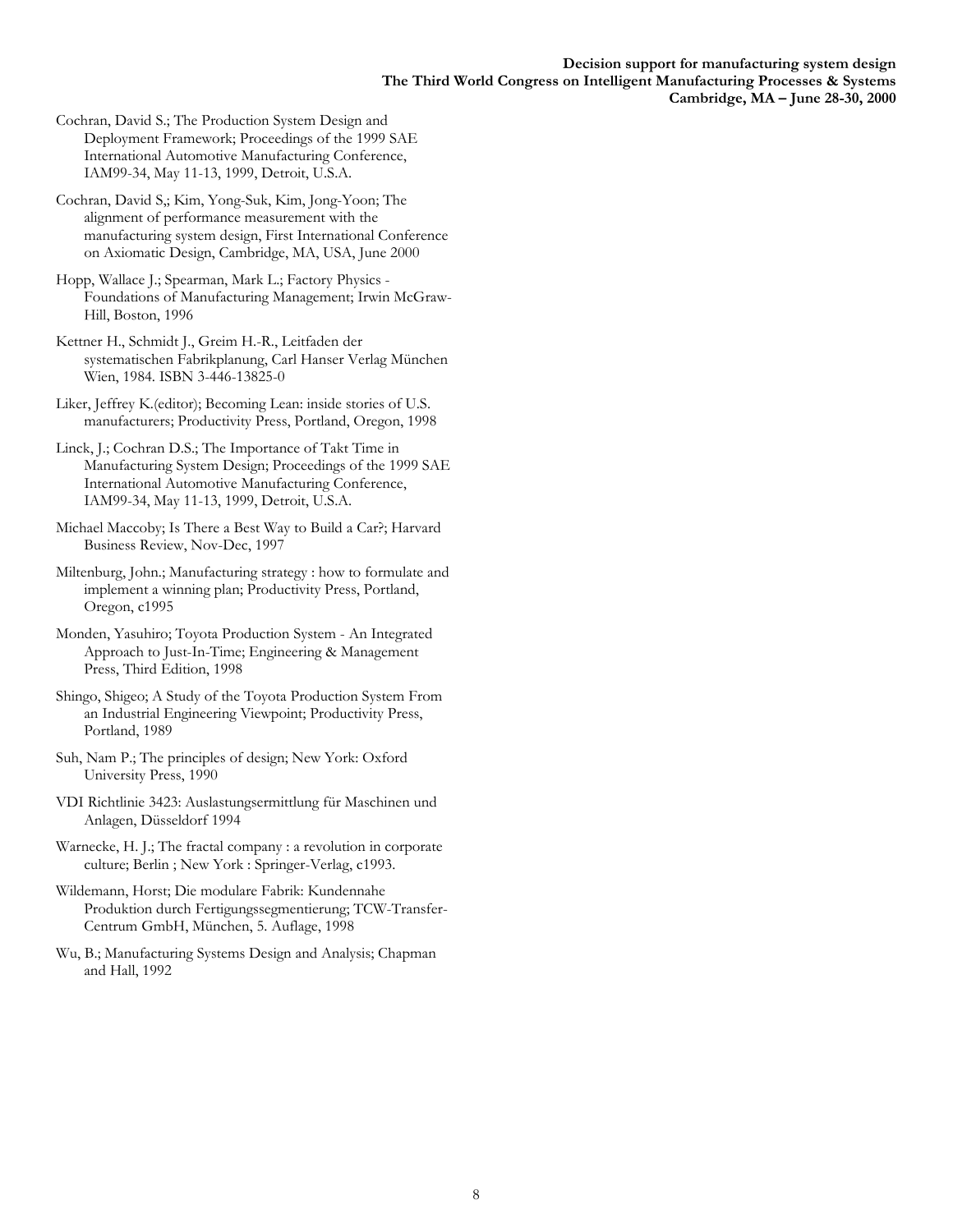Cochran, David S.; The Production System Design and Deployment Framework; Proceedings of the 1999 SAE International Automotive Manufacturing Conference, IAM99-34, May 11-13, 1999, Detroit, U.S.A.

Cochran, David S,; Kim, Yong-Suk, Kim, Jong-Yoon; The alignment of performance measurement with the manufacturing system design, First International Conference on Axiomatic Design, Cambridge, MA, USA, June 2000

Hopp, Wallace J.; Spearman, Mark L.; Factory Physics - Foundations of Manufacturing Management; Irwin McGraw-Hill, Boston, 1996

Kettner H., Schmidt J., Greim H.-R., Leitfaden der systematischen Fabrikplanung, Carl Hanser Verlag München Wien, 1984. ISBN 3-446-13825-0

Liker, Jeffrey K.(editor); Becoming Lean: inside stories of U.S. manufacturers; Productivity Press, Portland, Oregon, 1998

Linck, J.; Cochran D.S.; The Importance of Takt Time in Manufacturing System Design; Proceedings of the 1999 SAE International Automotive Manufacturing Conference, IAM99-34, May 11-13, 1999, Detroit, U.S.A.

Michael Maccoby; Is There a Best Way to Build a Car?; Harvard Business Review, Nov-Dec, 1997

Miltenburg, John.; Manufacturing strategy : how to formulate and implement a winning plan; Productivity Press, Portland, Oregon, c1995

Monden, Yasuhiro; Toyota Production System - An Integrated Approach to Just-In-Time; Engineering & Management Press, Third Edition, 1998

Shingo, Shigeo; A Study of the Toyota Production System From an Industrial Engineering Viewpoint; Productivity Press, Portland, 1989

Suh, Nam P.; The principles of design; New York: Oxford University Press, 1990

VDI Richtlinie 3423: Auslastungsermittlung für Maschinen und Anlagen, Düsseldorf 1994

Warnecke, H. J.; The fractal company : a revolution in corporate culture; Berlin ; New York : Springer-Verlag, c1993.

Wildemann, Horst; Die modulare Fabrik: Kundennahe Produktion durch Fertigungssegmentierung; TCW-Transfer-Centrum GmbH, München, 5. Auflage, 1998

Wu, B.; Manufacturing Systems Design and Analysis; Chapman and Hall, 1992